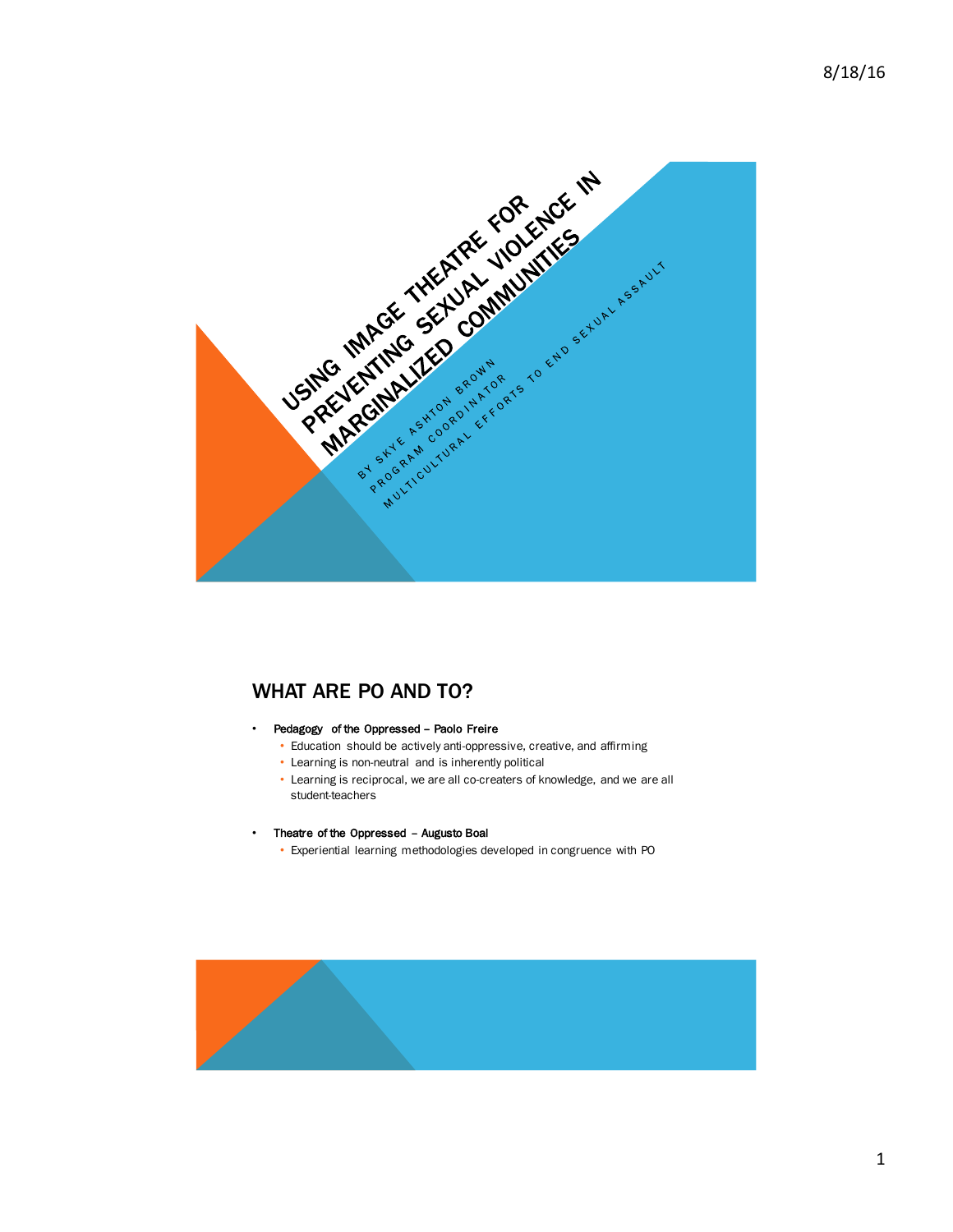# USING IMAGE THEATRE FOR PREVENTING SEXUAL VIOLENCE IN MARGINALIZED COMMUNITIES

BY SKYE ASHTON BROWN
PROGRAM COORDINATOR
MULTICULTURAL EFFORTS TO END SEXUAL ASSAULT

## WHAT ARE PO AND TO?

- **Pedagogy of the Oppressed – Paolo Freire**
  - Education should be actively anti-oppressive, creative, and affirming
  - Learning is non-neutral and is inherently political
  - Learning is reciprocal, we are all co-creaters of knowledge, and we are all student-teachers
- **Theatre of the Oppressed – Augusto Boal**
  - Experiential learning methodologies developed in congruence with PO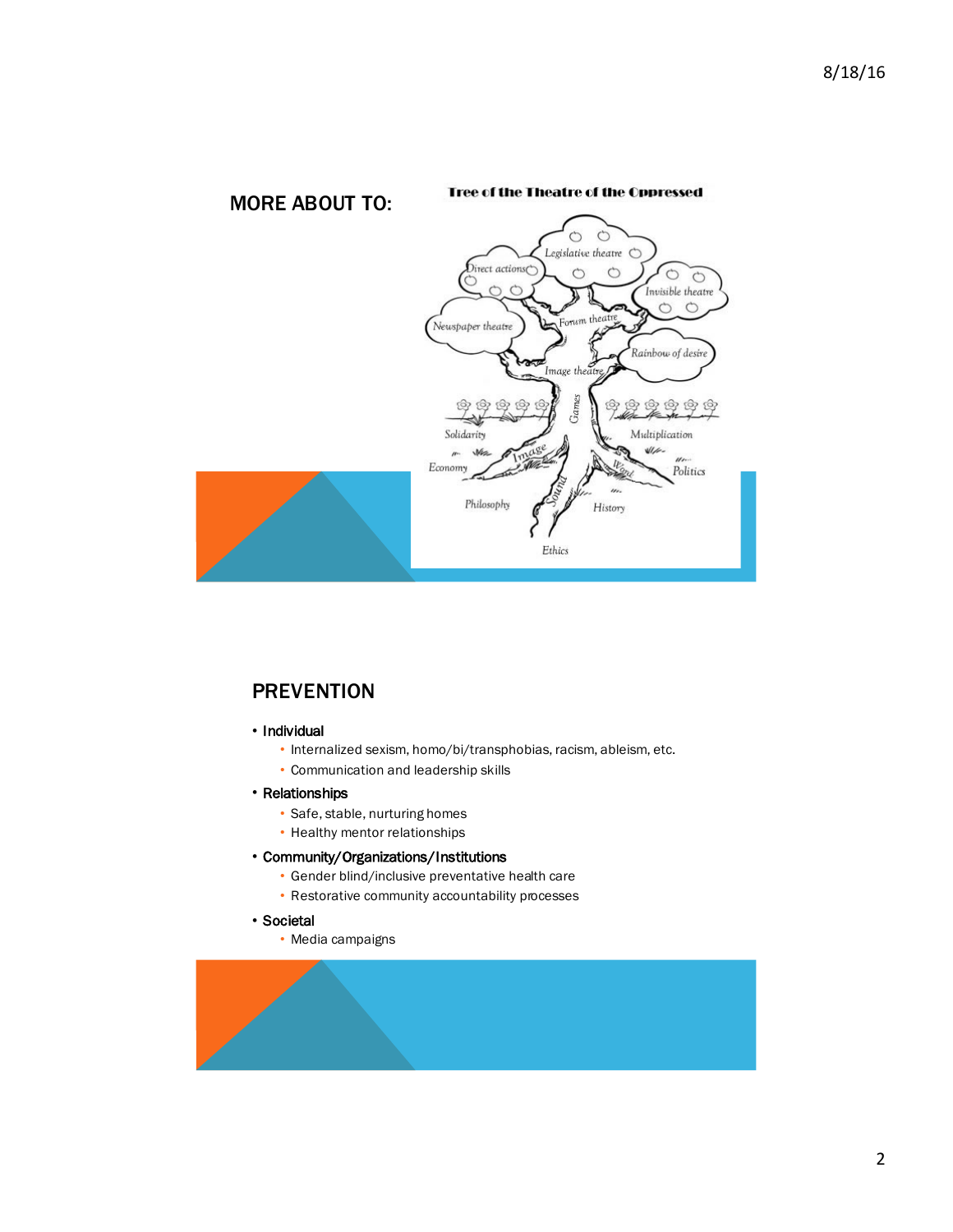## MORE ABOUT TO:

## PREVENTION

- Individual
  - Internalized sexism, homo/bi/transphobias, racism, ableism, etc.
  - Communication and leadership skills
- Relationships
  - Safe, stable, nurturing homes
  - Healthy mentor relationships
- Community/Organizations/Institutions
  - Gender blind/inclusive preventative health care
  - Restorative community accountability processes
- Societal
  - Media campaigns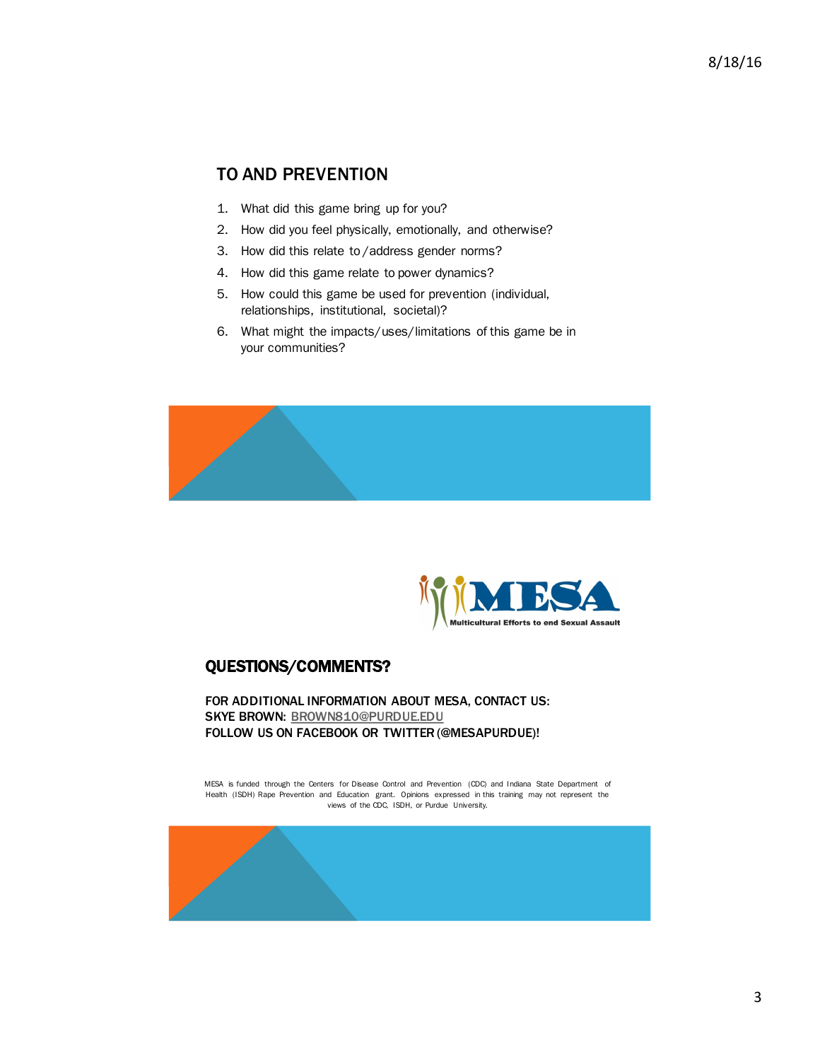## TO AND PREVENTION

1. What did this game bring up for you?
2. How did you feel physically, emotionally, and otherwise?
3. How did this relate to /address gender norms?
4. How did this game relate to power dynamics?
5. How could this game be used for prevention (individual, relationships, institutional, societal)?
6. What might the impacts/uses/limitations of this game be in your communities?

MESA
Multicultural Efforts to end Sexual Assault

## QUESTIONS/COMMENTS?

FOR ADDITIONAL INFORMATION ABOUT MESA, CONTACT US:
SKYE BROWN: BROWN810@PURDUE.EDU
FOLLOW US ON FACEBOOK OR TWITTER (@MESAPURDUE)!

MESA is funded through the Centers for Disease Control and Prevention (CDC) and Indiana State Department of Health (ISDH) Rape Prevention and Education grant. Opinions expressed in this training may not represent the views of the CDC, ISDH, or Purdue University.